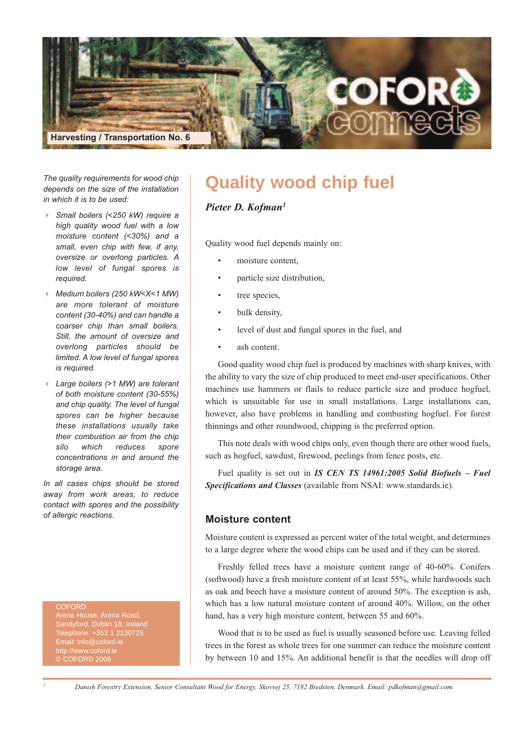Harvesting / Transportation No. 6

# Quality wood chip fuel

***Pieter D. Kofman***[1]

*The quality requirements for wood chip depends on the size of the installation in which it is to be used:*

- *Small boilers (<250 kW) require a high quality wood fuel with a low moisture content (<30%) and a small, even chip with few, if any, oversize or overlong particles. A low level of fungal spores is required.*
- *Medium boilers (250 kW<X<1 MW) are more tolerant of moisture content (30-40%) and can handle a coarser chip than small boilers. Still, the amount of oversize and overlong particles should be limited. A low level of fungal spores is required.*
- *Large boilers (>1 MW) are tolerant of both moisture content (30-55%) and chip quality. The level of fungal spores can be higher because these installations usually take their combustion air from the chip silo which reduces spore concentrations in and around the storage area.*

*In all cases chips should be stored away from work areas, to reduce contact with spores and the possibility of allergic reactions.*

COFORD
Arena House, Arena Road,
Sandyford, Dublin 18, Ireland
Telephone: +353 1 2130725
Email: info@coford.ie
http://www.coford.ie
© COFORD 2006

Quality wood fuel depends mainly on:

- moisture content,
- particle size distribution,
- tree species,
- bulk density,
- level of dust and fungal spores in the fuel, and
- ash content.

Good quality wood chip fuel is produced by machines with sharp knives, with the ability to vary the size of chip produced to meet end-user specifications. Other machines use hammers or flails to reduce particle size and produce hogfuel, which is unsuitable for use in small installations. Large installations can, however, also have problems in handling and combusting hogfuel. For forest thinnings and other roundwood, chipping is the preferred option.

This note deals with wood chips only, even though there are other wood fuels, such as hogfuel, sawdust, firewood, peelings from fence posts, etc.

Fuel quality is set out in ***IS CEN TS 14961:2005 Solid Biofuels – Fuel Specifications and Classes*** (available from NSAI: www.standards.ie).

## Moisture content

Moisture content is expressed as percent water of the total weight, and determines to a large degree where the wood chips can be used and if they can be stored.

Freshly felled trees have a moisture content range of 40-60%. Conifers (softwood) have a fresh moisture content of at least 55%, while hardwoods such as oak and beech have a moisture content of around 50%. The exception is ash, which has a low natural moisture content of around 40%. Willow, on the other hand, has a very high moisture content, between 55 and 60%.

Wood that is to be used as fuel is usually seasoned before use. Leaving felled trees in the forest as whole trees for one summer can reduce the moisture content by between 10 and 15%. An additional benefit is that the needles will drop off

[1] *Danish Forestry Extension, Senior Consultant Wood for Energy, Skovvej 25, 7182 Bredsten, Denmark. Email: pdkofman@gmail.com.*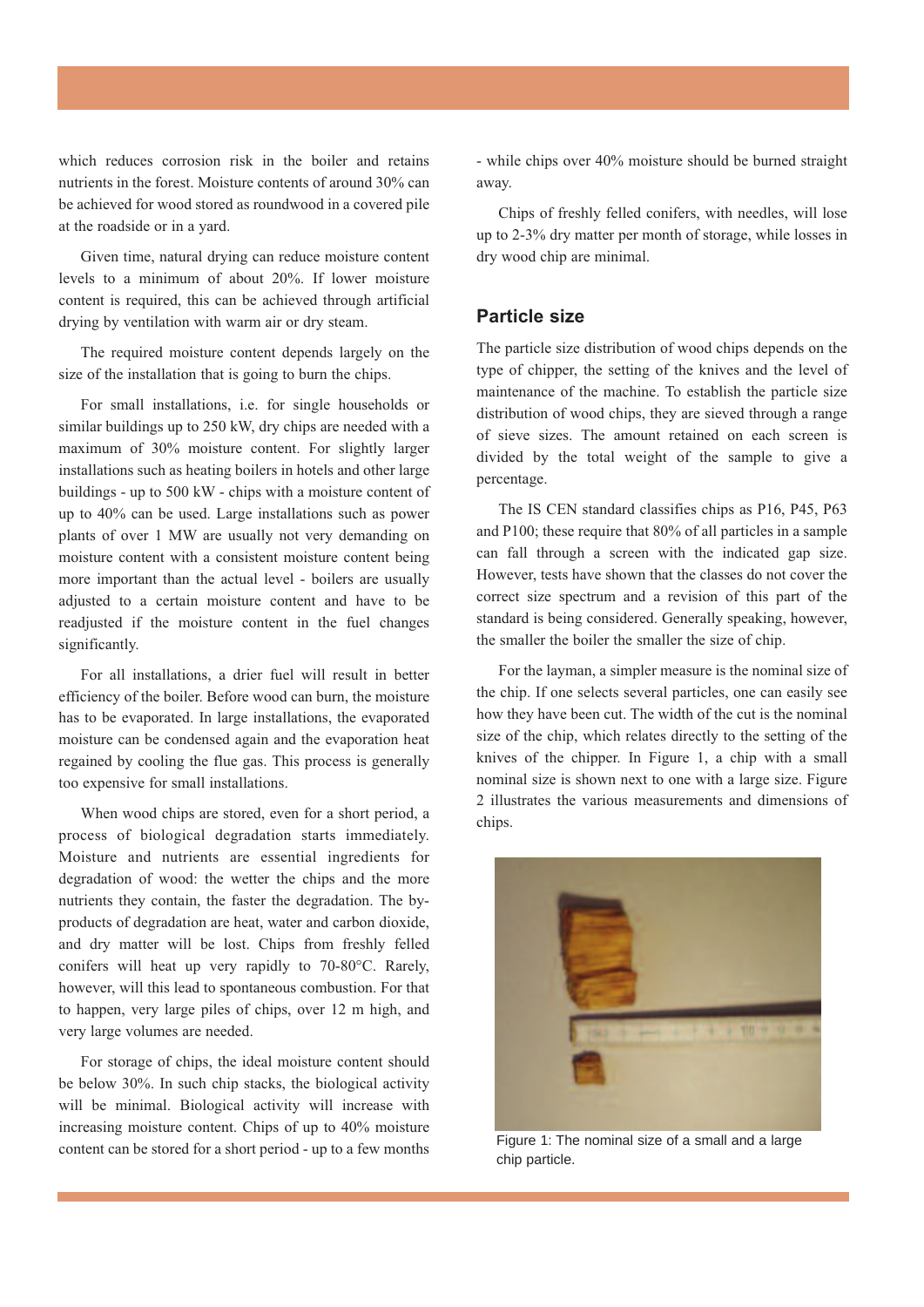which reduces corrosion risk in the boiler and retains nutrients in the forest. Moisture contents of around 30% can be achieved for wood stored as roundwood in a covered pile at the roadside or in a yard.

Given time, natural drying can reduce moisture content levels to a minimum of about 20%. If lower moisture content is required, this can be achieved through artificial drying by ventilation with warm air or dry steam.

The required moisture content depends largely on the size of the installation that is going to burn the chips.

For small installations, i.e. for single households or similar buildings up to 250 kW, dry chips are needed with a maximum of 30% moisture content. For slightly larger installations such as heating boilers in hotels and other large buildings - up to 500 kW - chips with a moisture content of up to 40% can be used. Large installations such as power plants of over 1 MW are usually not very demanding on moisture content with a consistent moisture content being more important than the actual level - boilers are usually adjusted to a certain moisture content and have to be readjusted if the moisture content in the fuel changes significantly.

For all installations, a drier fuel will result in better efficiency of the boiler. Before wood can burn, the moisture has to be evaporated. In large installations, the evaporated moisture can be condensed again and the evaporation heat regained by cooling the flue gas. This process is generally too expensive for small installations.

When wood chips are stored, even for a short period, a process of biological degradation starts immediately. Moisture and nutrients are essential ingredients for degradation of wood: the wetter the chips and the more nutrients they contain, the faster the degradation. The by-products of degradation are heat, water and carbon dioxide, and dry matter will be lost. Chips from freshly felled conifers will heat up very rapidly to 70-80°C. Rarely, however, will this lead to spontaneous combustion. For that to happen, very large piles of chips, over 12 m high, and very large volumes are needed.

For storage of chips, the ideal moisture content should be below 30%. In such chip stacks, the biological activity will be minimal. Biological activity will increase with increasing moisture content. Chips of up to 40% moisture content can be stored for a short period - up to a few months - while chips over 40% moisture should be burned straight away.

Chips of freshly felled conifers, with needles, will lose up to 2-3% dry matter per month of storage, while losses in dry wood chip are minimal.

## Particle size

The particle size distribution of wood chips depends on the type of chipper, the setting of the knives and the level of maintenance of the machine. To establish the particle size distribution of wood chips, they are sieved through a range of sieve sizes. The amount retained on each screen is divided by the total weight of the sample to give a percentage.

The IS CEN standard classifies chips as P16, P45, P63 and P100; these require that 80% of all particles in a sample can fall through a screen with the indicated gap size. However, tests have shown that the classes do not cover the correct size spectrum and a revision of this part of the standard is being considered. Generally speaking, however, the smaller the boiler the smaller the size of chip.

For the layman, a simpler measure is the nominal size of the chip. If one selects several particles, one can easily see how they have been cut. The width of the cut is the nominal size of the chip, which relates directly to the setting of the knives of the chipper. In Figure 1, a chip with a small nominal size is shown next to one with a large size. Figure 2 illustrates the various measurements and dimensions of chips.

Figure 1: The nominal size of a small and a large chip particle.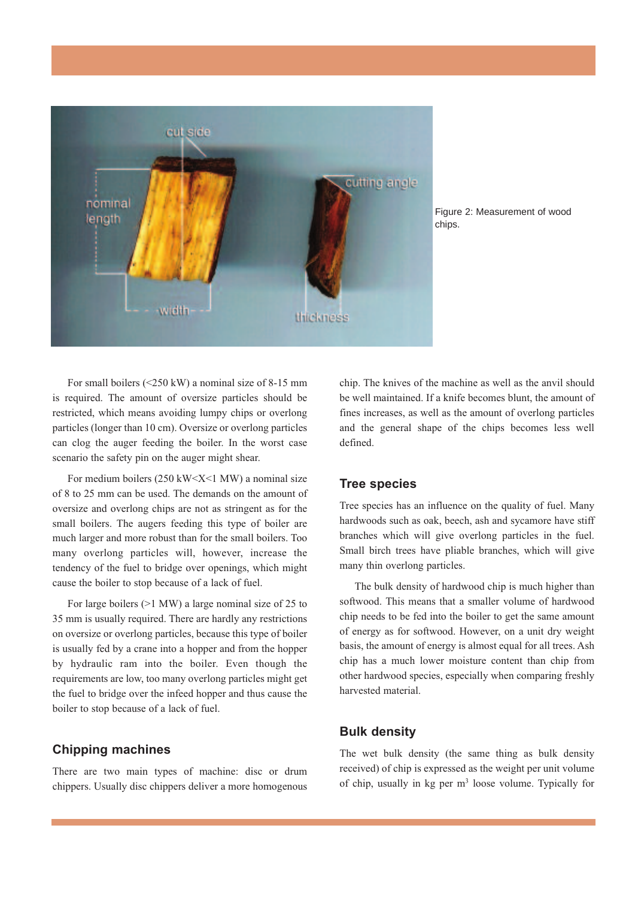Figure 2: Measurement of wood chips.

For small boilers (<250 kW) a nominal size of 8-15 mm is required. The amount of oversize particles should be restricted, which means avoiding lumpy chips or overlong particles (longer than 10 cm). Oversize or overlong particles can clog the auger feeding the boiler. In the worst case scenario the safety pin on the auger might shear.

For medium boilers (250 kW<X<1 MW) a nominal size of 8 to 25 mm can be used. The demands on the amount of oversize and overlong chips are not as stringent as for the small boilers. The augers feeding this type of boiler are much larger and more robust than for the small boilers. Too many overlong particles will, however, increase the tendency of the fuel to bridge over openings, which might cause the boiler to stop because of a lack of fuel.

For large boilers (>1 MW) a large nominal size of 25 to 35 mm is usually required. There are hardly any restrictions on oversize or overlong particles, because this type of boiler is usually fed by a crane into a hopper and from the hopper by hydraulic ram into the boiler. Even though the requirements are low, too many overlong particles might get the fuel to bridge over the infeed hopper and thus cause the boiler to stop because of a lack of fuel.

## Chipping machines

There are two main types of machine: disc or drum chippers. Usually disc chippers deliver a more homogenous chip. The knives of the machine as well as the anvil should be well maintained. If a knife becomes blunt, the amount of fines increases, as well as the amount of overlong particles and the general shape of the chips becomes less well defined.

## Tree species

Tree species has an influence on the quality of fuel. Many hardwoods such as oak, beech, ash and sycamore have stiff branches which will give overlong particles in the fuel. Small birch trees have pliable branches, which will give many thin overlong particles.

The bulk density of hardwood chip is much higher than softwood. This means that a smaller volume of hardwood chip needs to be fed into the boiler to get the same amount of energy as for softwood. However, on a unit dry weight basis, the amount of energy is almost equal for all trees. Ash chip has a much lower moisture content than chip from other hardwood species, especially when comparing freshly harvested material.

## Bulk density

The wet bulk density (the same thing as bulk density received) of chip is expressed as the weight per unit volume of chip, usually in kg per $m^3$ loose volume. Typically for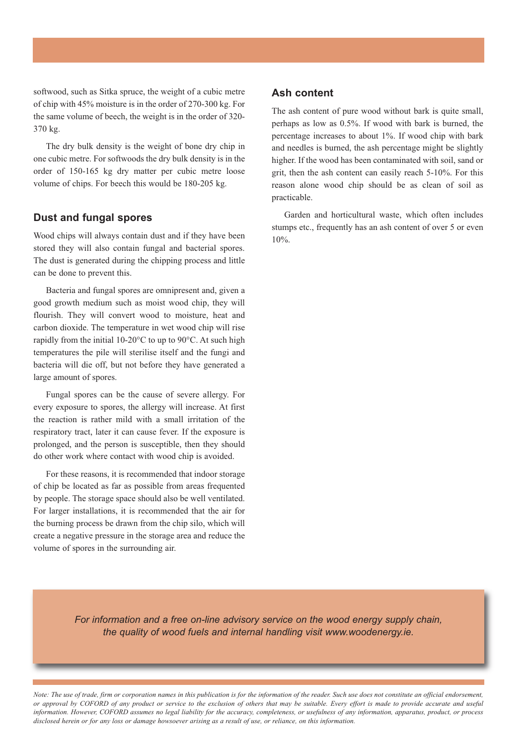softwood, such as Sitka spruce, the weight of a cubic metre of chip with 45% moisture is in the order of 270-300 kg. For the same volume of beech, the weight is in the order of 320-370 kg.

The dry bulk density is the weight of bone dry chip in one cubic metre. For softwoods the dry bulk density is in the order of 150-165 kg dry matter per cubic metre loose volume of chips. For beech this would be 180-205 kg.

## Dust and fungal spores

Wood chips will always contain dust and if they have been stored they will also contain fungal and bacterial spores. The dust is generated during the chipping process and little can be done to prevent this.

Bacteria and fungal spores are omnipresent and, given a good growth medium such as moist wood chip, they will flourish. They will convert wood to moisture, heat and carbon dioxide. The temperature in wet wood chip will rise rapidly from the initial 10-20°C to up to 90°C. At such high temperatures the pile will sterilise itself and the fungi and bacteria will die off, but not before they have generated a large amount of spores.

Fungal spores can be the cause of severe allergy. For every exposure to spores, the allergy will increase. At first the reaction is rather mild with a small irritation of the respiratory tract, later it can cause fever. If the exposure is prolonged, and the person is susceptible, then they should do other work where contact with wood chip is avoided.

For these reasons, it is recommended that indoor storage of chip be located as far as possible from areas frequented by people. The storage space should also be well ventilated. For larger installations, it is recommended that the air for the burning process be drawn from the chip silo, which will create a negative pressure in the storage area and reduce the volume of spores in the surrounding air.

## Ash content

The ash content of pure wood without bark is quite small, perhaps as low as 0.5%. If wood with bark is burned, the percentage increases to about 1%. If wood chip with bark and needles is burned, the ash percentage might be slightly higher. If the wood has been contaminated with soil, sand or grit, then the ash content can easily reach 5-10%. For this reason alone wood chip should be as clean of soil as practicable.

Garden and horticultural waste, which often includes stumps etc., frequently has an ash content of over 5 or even 10%.

*For information and a free on-line advisory service on the wood energy supply chain, the quality of wood fuels and internal handling visit www.woodenergy.ie.*

*Note: The use of trade, firm or corporation names in this publication is for the information of the reader. Such use does not constitute an official endorsement, or approval by COFORD of any product or service to the exclusion of others that may be suitable. Every effort is made to provide accurate and useful information. However, COFORD assumes no legal liability for the accuracy, completeness, or usefulness of any information, apparatus, product, or process disclosed herein or for any loss or damage howsoever arising as a result of use, or reliance, on this information.*